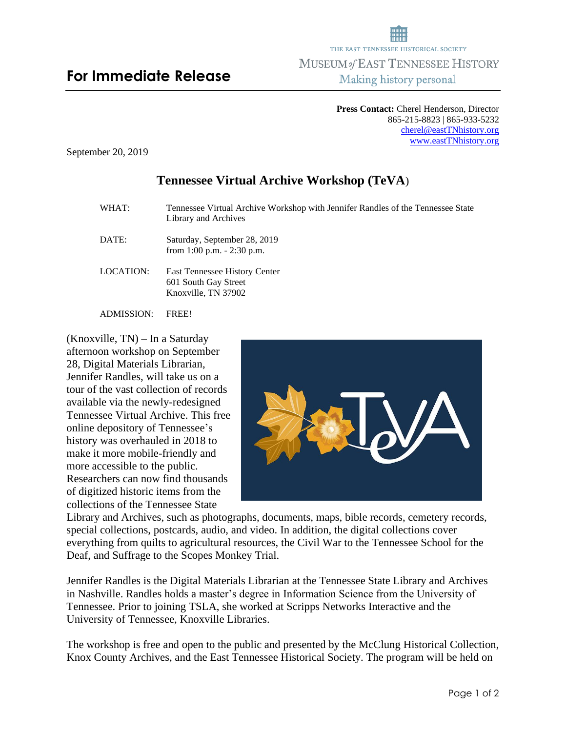THE EAST TENNESSEE HISTORICAL SOCIETY
MUSEUM of EAST TENNESSEE HISTORY
Making history personal

# For Immediate Release

**Press Contact:** Cherel Henderson, Director
865-215-8823 | 865-933-5232
cherel@eastTNhistory.org
www.eastTNhistory.org

September 20, 2019

## Tennessee Virtual Archive Workshop (TeVA)

| | |
|---|---|
| WHAT: | Tennessee Virtual Archive Workshop with Jennifer Randles of the Tennessee State Library and Archives |
| DATE: | Saturday, September 28, 2019 from 1:00 p.m. - 2:30 p.m. |
| LOCATION: | East Tennessee History Center 601 South Gay Street Knoxville, TN 37902 |
| ADMISSION: | FREE! |

(Knoxville, TN) – In a Saturday afternoon workshop on September 28, Digital Materials Librarian, Jennifer Randles, will take us on a tour of the vast collection of records available via the newly-redesigned Tennessee Virtual Archive. This free online depository of Tennessee's history was overhauled in 2018 to make it more mobile-friendly and more accessible to the public. Researchers can now find thousands of digitized historic items from the collections of the Tennessee State Library and Archives, such as photographs, documents, maps, bible records, cemetery records, special collections, postcards, audio, and video. In addition, the digital collections cover everything from quilts to agricultural resources, the Civil War to the Tennessee School for the Deaf, and Suffrage to the Scopes Monkey Trial.

Jennifer Randles is the Digital Materials Librarian at the Tennessee State Library and Archives in Nashville. Randles holds a master's degree in Information Science from the University of Tennessee. Prior to joining TSLA, she worked at Scripps Networks Interactive and the University of Tennessee, Knoxville Libraries.

The workshop is free and open to the public and presented by the McClung Historical Collection, Knox County Archives, and the East Tennessee Historical Society. The program will be held on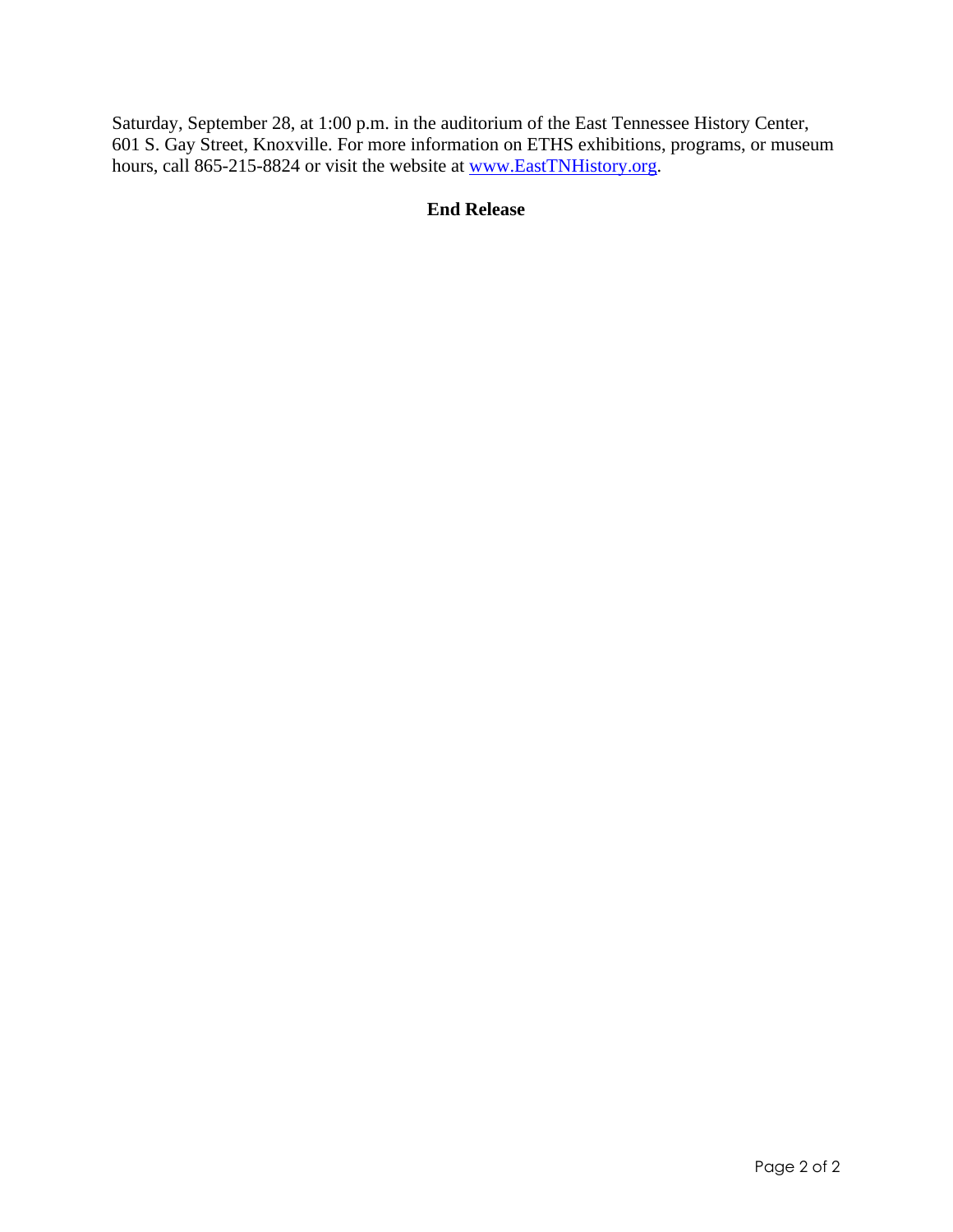Saturday, September 28, at 1:00 p.m. in the auditorium of the East Tennessee History Center, 601 S. Gay Street, Knoxville. For more information on ETHS exhibitions, programs, or museum hours, call 865-215-8824 or visit the website at www.EastTNHistory.org.

**End Release**